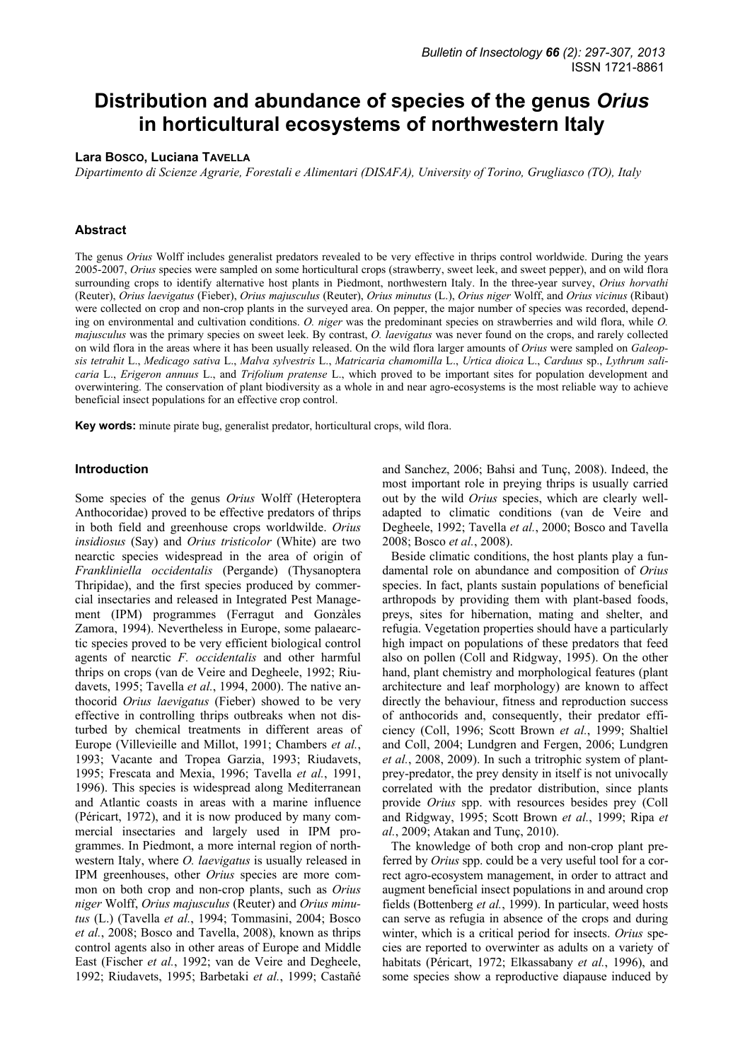// Bulletin of Insectology 66 (2): 297-307, 2013 — header omitted

# Distribution and abundance of species of the genus *Orius* in horticultural ecosystems of northwestern Italy

**Lara Bosco, Luciana Tavella**

*Dipartimento di Scienze Agrarie, Forestali e Alimentari (DISAFA), University of Torino, Grugliasco (TO), Italy*

## Abstract

The genus *Orius* Wolff includes generalist predators revealed to be very effective in thrips control worldwide. During the years 2005-2007, *Orius* species were sampled on some horticultural crops (strawberry, sweet leek, and sweet pepper), and on wild flora surrounding crops to identify alternative host plants in Piedmont, northwestern Italy. In the three-year survey, *Orius horvathi* (Reuter), *Orius laevigatus* (Fieber), *Orius majusculus* (Reuter), *Orius minutus* (L.), *Orius niger* Wolff, and *Orius vicinus* (Ribaut) were collected on crop and non-crop plants in the surveyed area. On pepper, the major number of species was recorded, depending on environmental and cultivation conditions. *O. niger* was the predominant species on strawberries and wild flora, while *O. majusculus* was the primary species on sweet leek. By contrast, *O. laevigatus* was never found on the crops, and rarely collected on wild flora in the areas where it has been usually released. On the wild flora larger amounts of *Orius* were sampled on *Galeopsis tetrahit* L., *Medicago sativa* L., *Malva sylvestris* L., *Matricaria chamomilla* L., *Urtica dioica* L., *Carduus* sp., *Lythrum salicaria* L., *Erigeron annuus* L., and *Trifolium pratense* L., which proved to be important sites for population development and overwintering. The conservation of plant biodiversity as a whole in and near agro-ecosystems is the most reliable way to achieve beneficial insect populations for an effective crop control.

**Key words:** minute pirate bug, generalist predator, horticultural crops, wild flora.

## Introduction

Some species of the genus *Orius* Wolff (Heteroptera Anthocoridae) proved to be effective predators of thrips in both field and greenhouse crops worldwilde. *Orius insidiosus* (Say) and *Orius tristicolor* (White) are two nearctic species widespread in the area of origin of *Frankliniella occidentalis* (Pergande) (Thysanoptera Thripidae), and the first species produced by commercial insectaries and released in Integrated Pest Management (IPM) programmes (Ferragut and Gonzàles Zamora, 1994). Nevertheless in Europe, some palaearctic species proved to be very efficient biological control agents of nearctic *F. occidentalis* and other harmful thrips on crops (van de Veire and Degheele, 1992; Riudavets, 1995; Tavella *et al.*, 1994, 2000). The native anthocorid *Orius laevigatus* (Fieber) showed to be very effective in controlling thrips outbreaks when not disturbed by chemical treatments in different areas of Europe (Villevieille and Millot, 1991; Chambers *et al.*, 1993; Vacante and Tropea Garzia, 1993; Riudavets, 1995; Frescata and Mexia, 1996; Tavella *et al.*, 1991, 1996). This species is widespread along Mediterranean and Atlantic coasts in areas with a marine influence (Péricart, 1972), and it is now produced by many commercial insectaries and largely used in IPM programmes. In Piedmont, a more internal region of northwestern Italy, where *O. laevigatus* is usually released in IPM greenhouses, other *Orius* species are more common on both crop and non-crop plants, such as *Orius niger* Wolff, *Orius majusculus* (Reuter) and *Orius minutus* (L.) (Tavella *et al.*, 1994; Tommasini, 2004; Bosco *et al.*, 2008; Bosco and Tavella, 2008), known as thrips control agents also in other areas of Europe and Middle East (Fischer *et al.*, 1992; van de Veire and Degheele, 1992; Riudavets, 1995; Barbetaki *et al.*, 1999; Castañé and Sanchez, 2006; Bahsi and Tunç, 2008). Indeed, the most important role in preying thrips is usually carried out by the wild *Orius* species, which are clearly well-adapted to climatic conditions (van de Veire and Degheele, 1992; Tavella *et al.*, 2000; Bosco and Tavella 2008; Bosco *et al.*, 2008).

Beside climatic conditions, the host plants play a fundamental role on abundance and composition of *Orius* species. In fact, plants sustain populations of beneficial arthropods by providing them with plant-based foods, preys, sites for hibernation, mating and shelter, and refugia. Vegetation properties should have a particularly high impact on populations of these predators that feed also on pollen (Coll and Ridgway, 1995). On the other hand, plant chemistry and morphological features (plant architecture and leaf morphology) are known to affect directly the behaviour, fitness and reproduction success of anthocorids and, consequently, their predator efficiency (Coll, 1996; Scott Brown *et al.*, 1999; Shaltiel and Coll, 2004; Lundgren and Fergen, 2006; Lundgren *et al.*, 2008, 2009). In such a tritrophic system of plant-prey-predator, the prey density in itself is not univocally correlated with the predator distribution, since plants provide *Orius* spp. with resources besides prey (Coll and Ridgway, 1995; Scott Brown *et al.*, 1999; Ripa *et al.*, 2009; Atakan and Tunç, 2010).

The knowledge of both crop and non-crop plant preferred by *Orius* spp. could be a very useful tool for a correct agro-ecosystem management, in order to attract and augment beneficial insect populations in and around crop fields (Bottenberg *et al.*, 1999). In particular, weed hosts can serve as refugia in absence of the crops and during winter, which is a critical period for insects. *Orius* species are reported to overwinter as adults on a variety of habitats (Péricart, 1972; Elkassabany *et al.*, 1996), and some species show a reproductive diapause induced by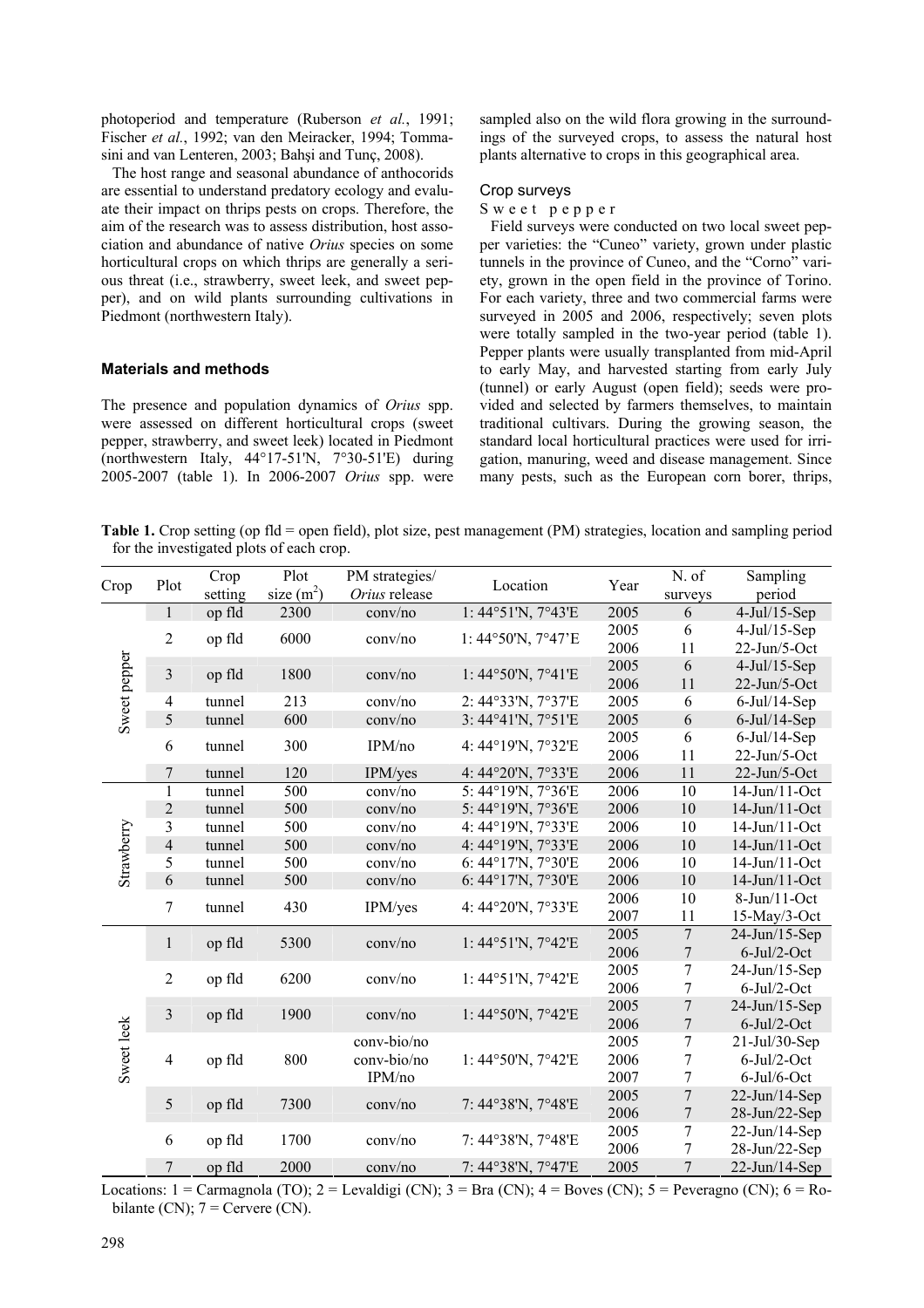photoperiod and temperature (Ruberson *et al.*, 1991; Fischer *et al.*, 1992; van den Meiracker, 1994; Tommasini and van Lenteren, 2003; Bahşi and Tunç, 2008).

The host range and seasonal abundance of anthocorids are essential to understand predatory ecology and evaluate their impact on thrips pests on crops. Therefore, the aim of the research was to assess distribution, host association and abundance of native *Orius* species on some horticultural crops on which thrips are generally a serious threat (i.e., strawberry, sweet leek, and sweet pepper), and on wild plants surrounding cultivations in Piedmont (northwestern Italy).

## Materials and methods

The presence and population dynamics of *Orius* spp. were assessed on different horticultural crops (sweet pepper, strawberry, and sweet leek) located in Piedmont (northwestern Italy, 44°17-51'N, 7°30-51'E) during 2005-2007 (table 1). In 2006-2007 *Orius* spp. were sampled also on the wild flora growing in the surroundings of the surveyed crops, to assess the natural host plants alternative to crops in this geographical area.

### Crop surveys

#### Sweet pepper

Field surveys were conducted on two local sweet pepper varieties: the "Cuneo" variety, grown under plastic tunnels in the province of Cuneo, and the "Corno" variety, grown in the open field in the province of Torino. For each variety, three and two commercial farms were surveyed in 2005 and 2006, respectively; seven plots were totally sampled in the two-year period (table 1). Pepper plants were usually transplanted from mid-April to early May, and harvested starting from early July (tunnel) or early August (open field); seeds were provided and selected by farmers themselves, to maintain traditional cultivars. During the growing season, the standard local horticultural practices were used for irrigation, manuring, weed and disease management. Since many pests, such as the European corn borer, thrips,

**Table 1.** Crop setting (op fld = open field), plot size, pest management (PM) strategies, location and sampling period for the investigated plots of each crop.

| Crop | Plot | Crop setting | Plot size ($m^2$) | PM strategies/ *Orius* release | Location | Year | N. of surveys | Sampling period |
|---|---|---|---|---|---|---|---|---|
| Sweet pepper | 1 | op fld | 2300 | conv/no | 1: 44°51'N, 7°43'E | 2005 | 6 | 4-Jul/15-Sep |
| | 2 | op fld | 6000 | conv/no | 1: 44°50'N, 7°47'E | 2005 | 6 | 4-Jul/15-Sep |
| | | | | | | 2006 | 11 | 22-Jun/5-Oct |
| | 3 | op fld | 1800 | conv/no | 1: 44°50'N, 7°41'E | 2005 | 6 | 4-Jul/15-Sep |
| | | | | | | 2006 | 11 | 22-Jun/5-Oct |
| | 4 | tunnel | 213 | conv/no | 2: 44°33'N, 7°37'E | 2005 | 6 | 6-Jul/14-Sep |
| | 5 | tunnel | 600 | conv/no | 3: 44°41'N, 7°51'E | 2005 | 6 | 6-Jul/14-Sep |
| | 6 | tunnel | 300 | IPM/no | 4: 44°19'N, 7°32'E | 2005 | 6 | 6-Jul/14-Sep |
| | | | | | | 2006 | 11 | 22-Jun/5-Oct |
| | 7 | tunnel | 120 | IPM/yes | 4: 44°20'N, 7°33'E | 2006 | 11 | 22-Jun/5-Oct |
| Strawberry | 1 | tunnel | 500 | conv/no | 5: 44°19'N, 7°36'E | 2006 | 10 | 14-Jun/11-Oct |
| | 2 | tunnel | 500 | conv/no | 5: 44°19'N, 7°36'E | 2006 | 10 | 14-Jun/11-Oct |
| | 3 | tunnel | 500 | conv/no | 4: 44°19'N, 7°33'E | 2006 | 10 | 14-Jun/11-Oct |
| | 4 | tunnel | 500 | conv/no | 4: 44°19'N, 7°33'E | 2006 | 10 | 14-Jun/11-Oct |
| | 5 | tunnel | 500 | conv/no | 6: 44°17'N, 7°30'E | 2006 | 10 | 14-Jun/11-Oct |
| | 6 | tunnel | 500 | conv/no | 6: 44°17'N, 7°30'E | 2006 | 10 | 14-Jun/11-Oct |
| | 7 | tunnel | 430 | IPM/yes | 4: 44°20'N, 7°33'E | 2006 | 10 | 8-Jun/11-Oct |
| | | | | | | 2007 | 11 | 15-May/3-Oct |
| Sweet leek | 1 | op fld | 5300 | conv/no | 1: 44°51'N, 7°42'E | 2005 | 7 | 24-Jun/15-Sep |
| | | | | | | 2006 | 7 | 6-Jul/2-Oct |
| | 2 | op fld | 6200 | conv/no | 1: 44°51'N, 7°42'E | 2005 | 7 | 24-Jun/15-Sep |
| | | | | | | 2006 | 7 | 6-Jul/2-Oct |
| | 3 | op fld | 1900 | conv/no | 1: 44°50'N, 7°42'E | 2005 | 7 | 24-Jun/15-Sep |
| | | | | | | 2006 | 7 | 6-Jul/2-Oct |
| | 4 | op fld | 800 | conv-bio/no | 1: 44°50'N, 7°42'E | 2005 | 7 | 21-Jul/30-Sep |
| | | | | conv-bio/no | | 2006 | 7 | 6-Jul/2-Oct |
| | | | | IPM/no | | 2007 | 7 | 6-Jul/6-Oct |
| | 5 | op fld | 7300 | conv/no | 7: 44°38'N, 7°48'E | 2005 | 7 | 22-Jun/14-Sep |
| | | | | | | 2006 | 7 | 28-Jun/22-Sep |
| | 6 | op fld | 1700 | conv/no | 7: 44°38'N, 7°48'E | 2005 | 7 | 22-Jun/14-Sep |
| | | | | | | 2006 | 7 | 28-Jun/22-Sep |
| | 7 | op fld | 2000 | conv/no | 7: 44°38'N, 7°47'E | 2005 | 7 | 22-Jun/14-Sep |

Locations: 1 = Carmagnola (TO); 2 = Levaldigi (CN); 3 = Bra (CN); 4 = Boves (CN); 5 = Peveragno (CN); 6 = Robilante (CN); 7 = Cervere (CN).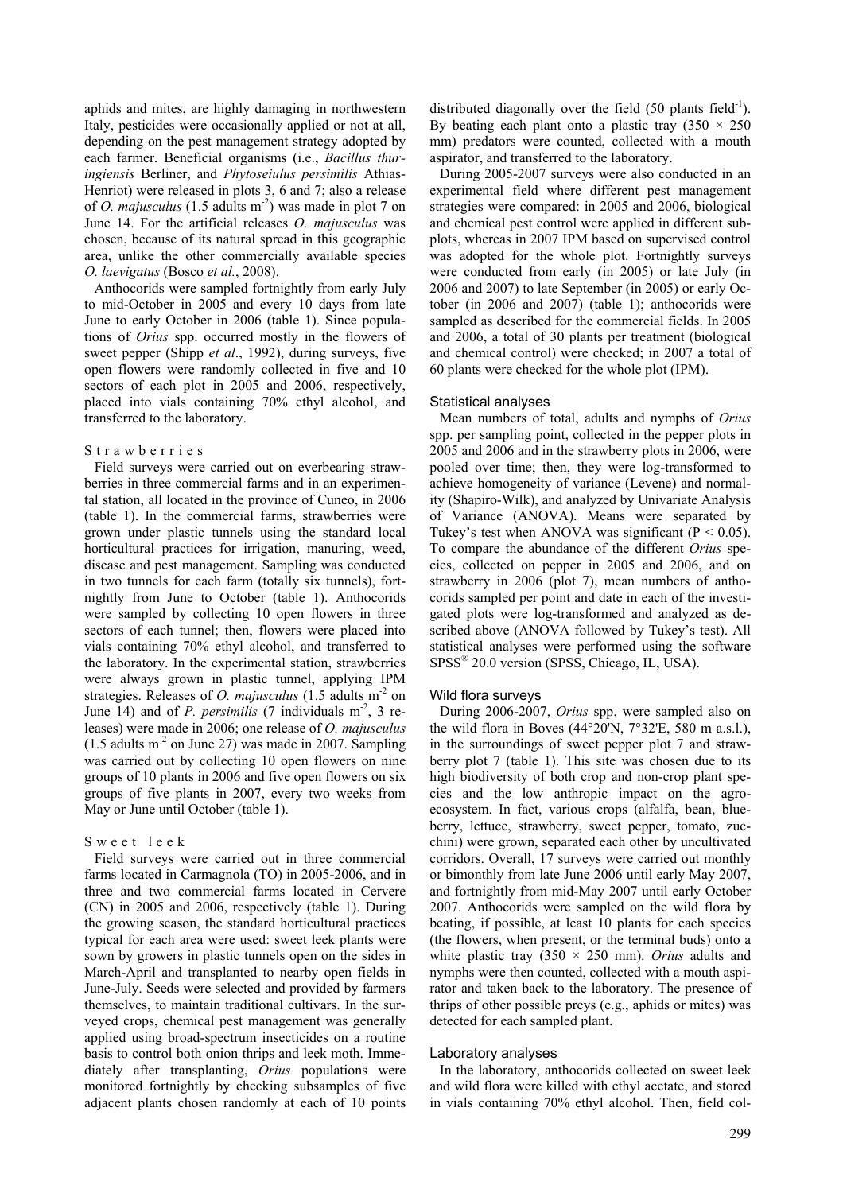aphids and mites, are highly damaging in northwestern Italy, pesticides were occasionally applied or not at all, depending on the pest management strategy adopted by each farmer. Beneficial organisms (i.e., *Bacillus thuringiensis* Berliner, and *Phytoseiulus persimilis* Athias-Henriot) were released in plots 3, 6 and 7; also a release of *O. majusculus* (1.5 adults m$^{-2}$) was made in plot 7 on June 14. For the artificial releases *O. majusculus* was chosen, because of its natural spread in this geographic area, unlike the other commercially available species *O. laevigatus* (Bosco *et al.*, 2008).

Anthocorids were sampled fortnightly from early July to mid-October in 2005 and every 10 days from late June to early October in 2006 (table 1). Since populations of *Orius* spp. occurred mostly in the flowers of sweet pepper (Shipp *et al*., 1992), during surveys, five open flowers were randomly collected in five and 10 sectors of each plot in 2005 and 2006, respectively, placed into vials containing 70% ethyl alcohol, and transferred to the laboratory.

#### Strawberries

Field surveys were carried out on everbearing strawberries in three commercial farms and in an experimental station, all located in the province of Cuneo, in 2006 (table 1). In the commercial farms, strawberries were grown under plastic tunnels using the standard local horticultural practices for irrigation, manuring, weed, disease and pest management. Sampling was conducted in two tunnels for each farm (totally six tunnels), fortnightly from June to October (table 1). Anthocorids were sampled by collecting 10 open flowers in three sectors of each tunnel; then, flowers were placed into vials containing 70% ethyl alcohol, and transferred to the laboratory. In the experimental station, strawberries were always grown in plastic tunnel, applying IPM strategies. Releases of *O. majusculus* (1.5 adults m$^{-2}$ on June 14) and of *P. persimilis* (7 individuals m$^{-2}$, 3 releases) were made in 2006; one release of *O. majusculus* (1.5 adults m$^{-2}$ on June 27) was made in 2007. Sampling was carried out by collecting 10 open flowers on nine groups of 10 plants in 2006 and five open flowers on six groups of five plants in 2007, every two weeks from May or June until October (table 1).

#### Sweet leek

Field surveys were carried out in three commercial farms located in Carmagnola (TO) in 2005-2006, and in three and two commercial farms located in Cervere (CN) in 2005 and 2006, respectively (table 1). During the growing season, the standard horticultural practices typical for each area were used: sweet leek plants were sown by growers in plastic tunnels open on the sides in March-April and transplanted to nearby open fields in June-July. Seeds were selected and provided by farmers themselves, to maintain traditional cultivars. In the surveyed crops, chemical pest management was generally applied using broad-spectrum insecticides on a routine basis to control both onion thrips and leek moth. Immediately after transplanting, *Orius* populations were monitored fortnightly by checking subsamples of five adjacent plants chosen randomly at each of 10 points distributed diagonally over the field (50 plants field$^{-1}$). By beating each plant onto a plastic tray (350 × 250 mm) predators were counted, collected with a mouth aspirator, and transferred to the laboratory.

During 2005-2007 surveys were also conducted in an experimental field where different pest management strategies were compared: in 2005 and 2006, biological and chemical pest control were applied in different subplots, whereas in 2007 IPM based on supervised control was adopted for the whole plot. Fortnightly surveys were conducted from early (in 2005) or late July (in 2006 and 2007) to late September (in 2005) or early October (in 2006 and 2007) (table 1); anthocorids were sampled as described for the commercial fields. In 2005 and 2006, a total of 30 plants per treatment (biological and chemical control) were checked; in 2007 a total of 60 plants were checked for the whole plot (IPM).

### Statistical analyses

Mean numbers of total, adults and nymphs of *Orius* spp. per sampling point, collected in the pepper plots in 2005 and 2006 and in the strawberry plots in 2006, were pooled over time; then, they were log-transformed to achieve homogeneity of variance (Levene) and normality (Shapiro-Wilk), and analyzed by Univariate Analysis of Variance (ANOVA). Means were separated by Tukey's test when ANOVA was significant ($P < 0.05$). To compare the abundance of the different *Orius* species, collected on pepper in 2005 and 2006, and on strawberry in 2006 (plot 7), mean numbers of anthocorids sampled per point and date in each of the investigated plots were log-transformed and analyzed as described above (ANOVA followed by Tukey's test). All statistical analyses were performed using the software SPSS® 20.0 version (SPSS, Chicago, IL, USA).

### Wild flora surveys

During 2006-2007, *Orius* spp. were sampled also on the wild flora in Boves (44°20'N, 7°32'E, 580 m a.s.l.), in the surroundings of sweet pepper plot 7 and strawberry plot 7 (table 1). This site was chosen due to its high biodiversity of both crop and non-crop plant species and the low anthropic impact on the agroecosystem. In fact, various crops (alfalfa, bean, blueberry, lettuce, strawberry, sweet pepper, tomato, zucchini) were grown, separated each other by uncultivated corridors. Overall, 17 surveys were carried out monthly or bimonthly from late June 2006 until early May 2007, and fortnightly from mid-May 2007 until early October 2007. Anthocorids were sampled on the wild flora by beating, if possible, at least 10 plants for each species (the flowers, when present, or the terminal buds) onto a white plastic tray (350 × 250 mm). *Orius* adults and nymphs were then counted, collected with a mouth aspirator and taken back to the laboratory. The presence of thrips of other possible preys (e.g., aphids or mites) was detected for each sampled plant.

### Laboratory analyses

In the laboratory, anthocorids collected on sweet leek and wild flora were killed with ethyl acetate, and stored in vials containing 70% ethyl alcohol. Then, field col-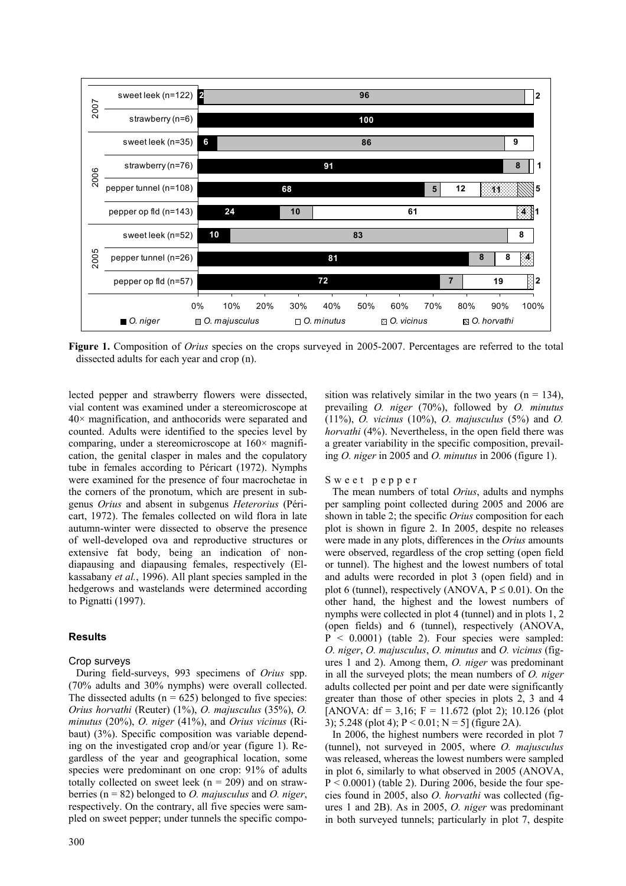**Figure 1.** Composition of *Orius* species on the crops surveyed in 2005-2007. Percentages are referred to the total dissected adults for each year and crop (n).

lected pepper and strawberry flowers were dissected, vial content was examined under a stereomicroscope at 40× magnification, and anthocorids were separated and counted. Adults were identified to the species level by comparing, under a stereomicroscope at 160× magnification, the genital clasper in males and the copulatory tube in females according to Péricart (1972). Nymphs were examined for the presence of four macrochetae in the corners of the pronotum, which are present in subgenus *Orius* and absent in subgenus *Heterorius* (Péricart, 1972). The females collected on wild flora in late autumn-winter were dissected to observe the presence of well-developed ova and reproductive structures or extensive fat body, being an indication of non-diapausing and diapausing females, respectively (Elkassabany *et al.*, 1996). All plant species sampled in the hedgerows and wastelands were determined according to Pignatti (1997).

## Results

### Crop surveys

During field-surveys, 993 specimens of *Orius* spp. (70% adults and 30% nymphs) were overall collected. The dissected adults (n = 625) belonged to five species: *Orius horvathi* (Reuter) (1%), *O. majusculus* (35%), *O. minutus* (20%), *O. niger* (41%), and *Orius vicinus* (Ribaut) (3%). Specific composition was variable depending on the investigated crop and/or year (figure 1). Regardless of the year and geographical location, some species were predominant on one crop: 91% of adults totally collected on sweet leek (n = 209) and on strawberries (n = 82) belonged to *O. majusculus* and *O. niger*, respectively. On the contrary, all five species were sampled on sweet pepper; under tunnels the specific composition was relatively similar in the two years (n = 134), prevailing *O. niger* (70%), followed by *O. minutus* (11%), *O. vicinus* (10%), *O. majusculus* (5%) and *O. horvathi* (4%). Nevertheless, in the open field there was a greater variability in the specific composition, prevailing *O. niger* in 2005 and *O. minutus* in 2006 (figure 1).

#### Sweet pepper

The mean numbers of total *Orius*, adults and nymphs per sampling point collected during 2005 and 2006 are shown in table 2; the specific *Orius* composition for each plot is shown in figure 2. In 2005, despite no releases were made in any plots, differences in the *Orius* amounts were observed, regardless of the crop setting (open field or tunnel). The highest and the lowest numbers of total and adults were recorded in plot 3 (open field) and in plot 6 (tunnel), respectively (ANOVA, $P \leq 0.01$). On the other hand, the highest and the lowest numbers of nymphs were collected in plot 4 (tunnel) and in plots 1, 2 (open fields) and 6 (tunnel), respectively (ANOVA, $P < 0.0001$) (table 2). Four species were sampled: *O. niger*, *O. majusculus*, *O. minutus* and *O. vicinus* (figures 1 and 2). Among them, *O. niger* was predominant in all the surveyed plots; the mean numbers of *O. niger* adults collected per point and per date were significantly greater than those of other species in plots 2, 3 and 4 [ANOVA: df = 3,16; F = 11.672 (plot 2); 10.126 (plot 3); 5.248 (plot 4); $P < 0.01$; N = 5] (figure 2A).

In 2006, the highest numbers were recorded in plot 7 (tunnel), not surveyed in 2005, where *O. majusculus* was released, whereas the lowest numbers were sampled in plot 6, similarly to what observed in 2005 (ANOVA, $P < 0.0001$) (table 2). During 2006, beside the four species found in 2005, also *O. horvathi* was collected (figures 1 and 2B). As in 2005, *O. niger* was predominant in both surveyed tunnels; particularly in plot 7, despite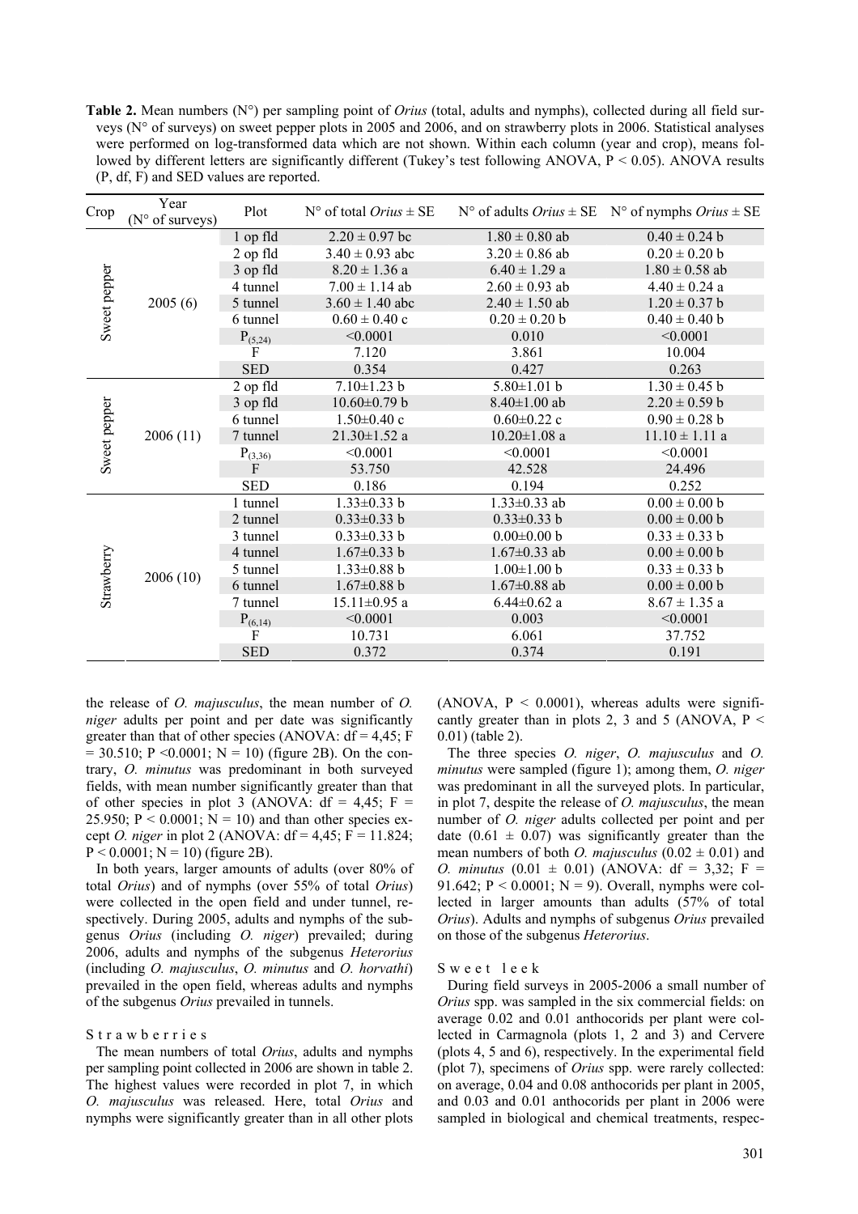**Table 2.** Mean numbers (N°) per sampling point of *Orius* (total, adults and nymphs), collected during all field surveys (N° of surveys) on sweet pepper plots in 2005 and 2006, and on strawberry plots in 2006. Statistical analyses were performed on log-transformed data which are not shown. Within each column (year and crop), means followed by different letters are significantly different (Tukey's test following ANOVA, P < 0.05). ANOVA results (P, df, F) and SED values are reported.

| Crop | Year (N° of surveys) | Plot | N° of total *Orius* ± SE | N° of adults *Orius* ± SE | N° of nymphs *Orius* ± SE |
|---|---|---|---|---|---|
| Sweet pepper | 2005 (6) | 1 op fld | 2.20 ± 0.97 bc | 1.80 ± 0.80 ab | 0.40 ± 0.24 b |
| | | 2 op fld | 3.40 ± 0.93 abc | 3.20 ± 0.86 ab | 0.20 ± 0.20 b |
| | | 3 op fld | 8.20 ± 1.36 a | 6.40 ± 1.29 a | 1.80 ± 0.58 ab |
| | | 4 tunnel | 7.00 ± 1.14 ab | 2.60 ± 0.93 ab | 4.40 ± 0.24 a |
| | | 5 tunnel | 3.60 ± 1.40 abc | 2.40 ± 1.50 ab | 1.20 ± 0.37 b |
| | | 6 tunnel | 0.60 ± 0.40 c | 0.20 ± 0.20 b | 0.40 ± 0.40 b |
| | | $P_{(5,24)}$ | <0.0001 | 0.010 | <0.0001 |
| | | F | 7.120 | 3.861 | 10.004 |
| | | SED | 0.354 | 0.427 | 0.263 |
| Sweet pepper | 2006 (11) | 2 op fld | 7.10±1.23 b | 5.80±1.01 b | 1.30 ± 0.45 b |
| | | 3 op fld | 10.60±0.79 b | 8.40±1.00 ab | 2.20 ± 0.59 b |
| | | 6 tunnel | 1.50±0.40 c | 0.60±0.22 c | 0.90 ± 0.28 b |
| | | 7 tunnel | 21.30±1.52 a | 10.20±1.08 a | 11.10 ± 1.11 a |
| | | $P_{(3,36)}$ | <0.0001 | <0.0001 | <0.0001 |
| | | F | 53.750 | 42.528 | 24.496 |
| | | SED | 0.186 | 0.194 | 0.252 |
| Strawberry | 2006 (10) | 1 tunnel | 1.33±0.33 b | 1.33±0.33 ab | 0.00 ± 0.00 b |
| | | 2 tunnel | 0.33±0.33 b | 0.33±0.33 b | 0.00 ± 0.00 b |
| | | 3 tunnel | 0.33±0.33 b | 0.00±0.00 b | 0.33 ± 0.33 b |
| | | 4 tunnel | 1.67±0.33 b | 1.67±0.33 ab | 0.00 ± 0.00 b |
| | | 5 tunnel | 1.33±0.88 b | 1.00±1.00 b | 0.33 ± 0.33 b |
| | | 6 tunnel | 1.67±0.88 b | 1.67±0.88 ab | 0.00 ± 0.00 b |
| | | 7 tunnel | 15.11±0.95 a | 6.44±0.62 a | 8.67 ± 1.35 a |
| | | $P_{(6,14)}$ | <0.0001 | 0.003 | <0.0001 |
| | | F | 10.731 | 6.061 | 37.752 |
| | | SED | 0.372 | 0.374 | 0.191 |

the release of *O. majusculus*, the mean number of *O. niger* adults per point and per date was significantly greater than that of other species (ANOVA: df = 4,45; F = 30.510; P <0.0001; N = 10) (figure 2B). On the contrary, *O. minutus* was predominant in both surveyed fields, with mean number significantly greater than that of other species in plot 3 (ANOVA: df = 4,45; F = 25.950; P < 0.0001; N = 10) and than other species except *O. niger* in plot 2 (ANOVA: df = 4,45; F = 11.824; P < 0.0001; N = 10) (figure 2B).

In both years, larger amounts of adults (over 80% of total *Orius*) and of nymphs (over 55% of total *Orius*) were collected in the open field and under tunnel, respectively. During 2005, adults and nymphs of the subgenus *Orius* (including *O. niger*) prevailed; during 2006, adults and nymphs of the subgenus *Heterorius* (including *O. majusculus*, *O. minutus* and *O. horvathi*) prevailed in the open field, whereas adults and nymphs of the subgenus *Orius* prevailed in tunnels.

### Strawberries

The mean numbers of total *Orius*, adults and nymphs per sampling point collected in 2006 are shown in table 2. The highest values were recorded in plot 7, in which *O. majusculus* was released. Here, total *Orius* and nymphs were significantly greater than in all other plots (ANOVA, P < 0.0001), whereas adults were significantly greater than in plots 2, 3 and 5 (ANOVA, P < 0.01) (table 2).

The three species *O. niger*, *O. majusculus* and *O. minutus* were sampled (figure 1); among them, *O. niger* was predominant in all the surveyed plots. In particular, in plot 7, despite the release of *O. majusculus*, the mean number of *O. niger* adults collected per point and per date (0.61 ± 0.07) was significantly greater than the mean numbers of both *O. majusculus* (0.02 ± 0.01) and *O. minutus* (0.01 ± 0.01) (ANOVA: df = 3,32; F = 91.642; P < 0.0001; N = 9). Overall, nymphs were collected in larger amounts than adults (57% of total *Orius*). Adults and nymphs of subgenus *Orius* prevailed on those of the subgenus *Heterorius*.

### Sweet leek

During field surveys in 2005-2006 a small number of *Orius* spp. was sampled in the six commercial fields: on average 0.02 and 0.01 anthocorids per plant were collected in Carmagnola (plots 1, 2 and 3) and Cervere (plots 4, 5 and 6), respectively. In the experimental field (plot 7), specimens of *Orius* spp. were rarely collected: on average, 0.04 and 0.08 anthocorids per plant in 2005, and 0.03 and 0.01 anthocorids per plant in 2006 were sampled in biological and chemical treatments, respec-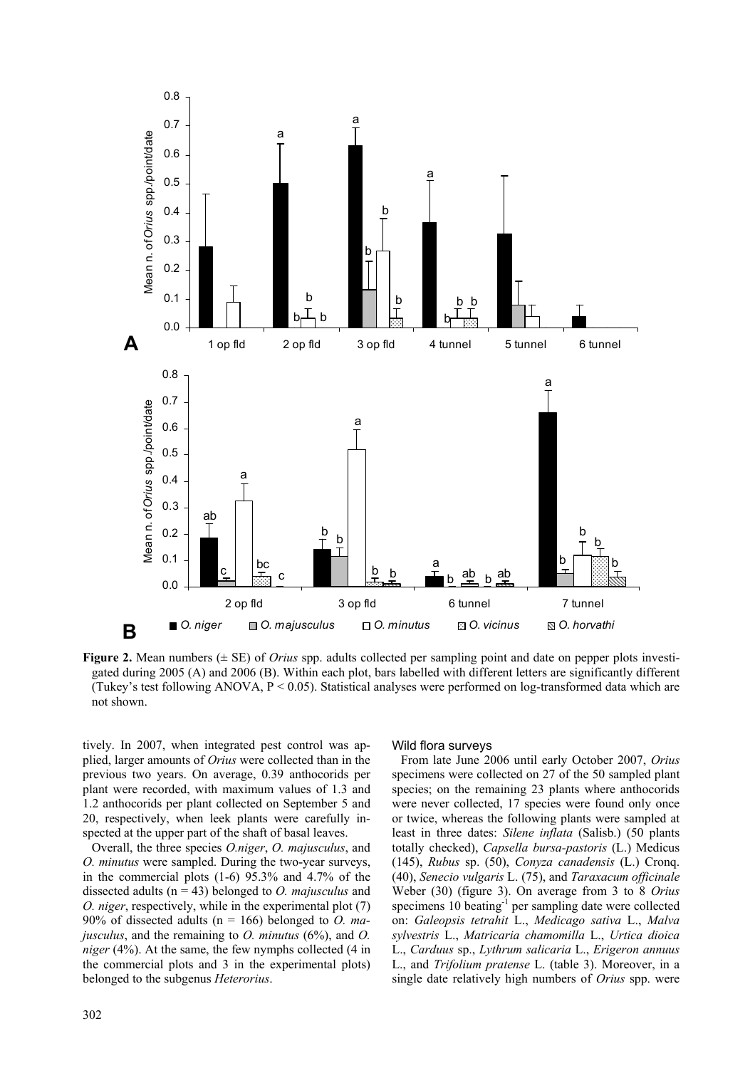**Figure 2.** Mean numbers (± SE) of *Orius* spp. adults collected per sampling point and date on pepper plots investigated during 2005 (A) and 2006 (B). Within each plot, bars labelled with different letters are significantly different (Tukey's test following ANOVA, $P < 0.05$). Statistical analyses were performed on log-transformed data which are not shown.

tively. In 2007, when integrated pest control was applied, larger amounts of *Orius* were collected than in the previous two years. On average, 0.39 anthocorids per plant were recorded, with maximum values of 1.3 and 1.2 anthocorids per plant collected on September 5 and 20, respectively, when leek plants were carefully inspected at the upper part of the shaft of basal leaves.

Overall, the three species *O.niger*, *O. majusculus*, and *O. minutus* were sampled. During the two-year surveys, in the commercial plots (1-6) 95.3% and 4.7% of the dissected adults (n = 43) belonged to *O. majusculus* and *O. niger*, respectively, while in the experimental plot (7) 90% of dissected adults (n = 166) belonged to *O. majusculus*, and the remaining to *O. minutus* (6%), and *O. niger* (4%). At the same, the few nymphs collected (4 in the commercial plots and 3 in the experimental plots) belonged to the subgenus *Heterorius*.

### Wild flora surveys

From late June 2006 until early October 2007, *Orius* specimens were collected on 27 of the 50 sampled plant species; on the remaining 23 plants where anthocorids were never collected, 17 species were found only once or twice, whereas the following plants were sampled at least in three dates: *Silene inflata* (Salisb.) (50 plants totally checked), *Capsella bursa-pastoris* (L.) Medicus (145), *Rubus* sp. (50), *Conyza canadensis* (L.) Cronq. (40), *Senecio vulgaris* L. (75), and *Taraxacum officinale* Weber (30) (figure 3). On average from 3 to 8 *Orius* specimens 10 beating$^{-1}$ per sampling date were collected on: *Galeopsis tetrahit* L., *Medicago sativa* L., *Malva sylvestris* L., *Matricaria chamomilla* L., *Urtica dioica* L., *Carduus* sp., *Lythrum salicaria* L., *Erigeron annuus* L., and *Trifolium pratense* L. (table 3). Moreover, in a single date relatively high numbers of *Orius* spp. were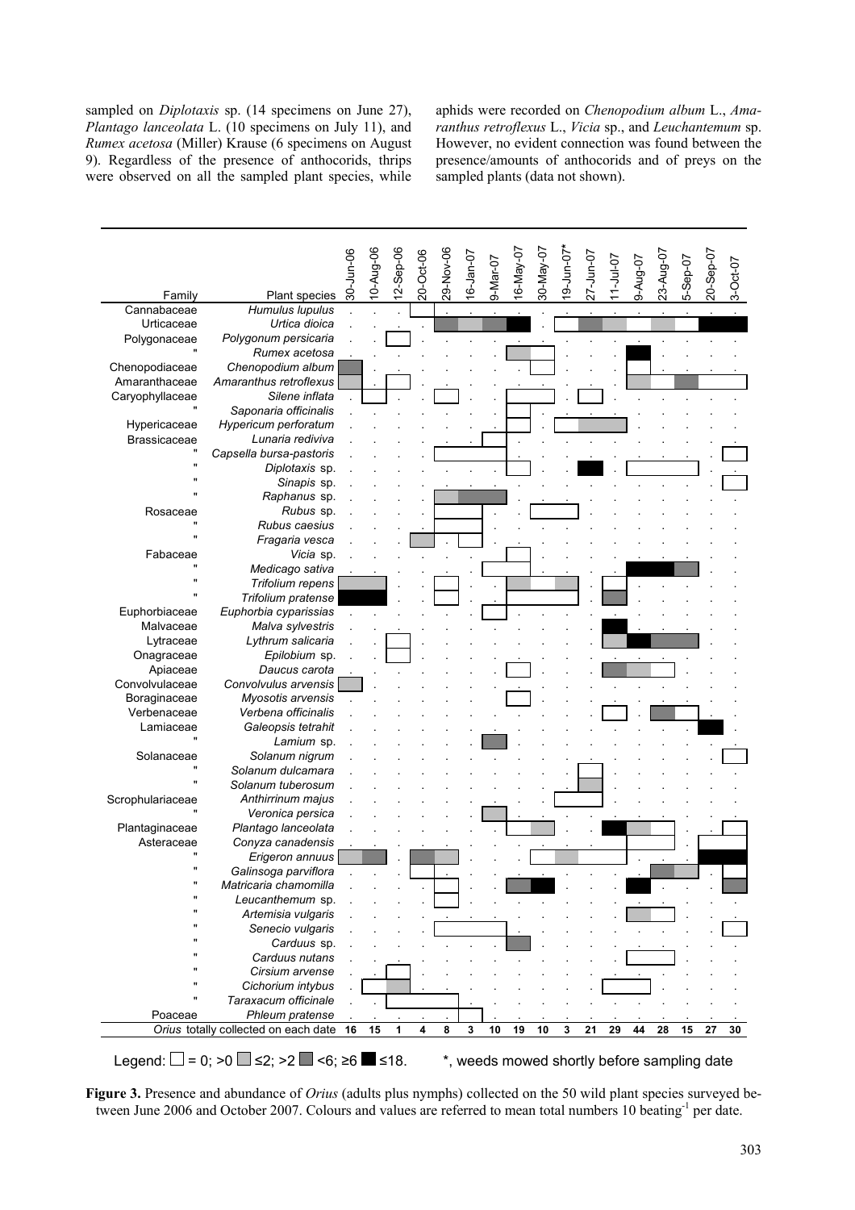sampled on *Diplotaxis* sp. (14 specimens on June 27), *Plantago lanceolata* L. (10 specimens on July 11), and *Rumex acetosa* (Miller) Krause (6 specimens on August 9). Regardless of the presence of anthocorids, thrips were observed on all the sampled plant species, while aphids were recorded on *Chenopodium album* L., *Amaranthus retroflexus* L., *Vicia* sp., and *Leuchantemum* sp. However, no evident connection was found between the presence/amounts of anthocorids and of preys on the sampled plants (data not shown).

| Family | Plant species | 30-Jun-06 | 10-Aug-06 | 12-Sep-06 | 20-Oct-06 | 29-Nov-06 | 16-Jan-07 | 9-Mar-07 | 16-May-07 | 30-May-07 | 19-Jun-07* | 27-Jun-07 | 11-Jul-07 | 9-Aug-07 | 23-Aug-07 | 5-Sep-07 | 20-Sep-07 | 3-Oct-07 |
|---|---|---|---|---|---|---|---|---|---|---|---|---|---|---|---|---|---|---|
| Cannabaceae | *Humulus lupulus* | | | | | | | | | | | | | | | | | |
| Urticaceae | *Urtica dioica* | | | | | | | | | | | | | | | | | |
| Polygonaceae | *Polygonum persicaria* | | | | | | | | | | | | | | | | | |
| " | *Rumex acetosa* | | | | | | | | | | | | | | | | | |
| Chenopodiaceae | *Chenopodium album* | | | | | | | | | | | | | | | | | |
| Amaranthaceae | *Amaranthus retroflexus* | | | | | | | | | | | | | | | | | |
| Caryophyllaceae | *Silene inflata* | | | | | | | | | | | | | | | | | |
| " | *Saponaria officinalis* | | | | | | | | | | | | | | | | | |
| Hypericaceae | *Hypericum perforatum* | | | | | | | | | | | | | | | | | |
| Brassicaceae | *Lunaria rediviva* | | | | | | | | | | | | | | | | | |
| " | *Capsella bursa-pastoris* | | | | | | | | | | | | | | | | | |
| " | *Diplotaxis* sp. | | | | | | | | | | | | | | | | | |
| " | *Sinapis* sp. | | | | | | | | | | | | | | | | | |
| " | *Raphanus* sp. | | | | | | | | | | | | | | | | | |
| Rosaceae | *Rubus* sp. | | | | | | | | | | | | | | | | | |
| " | *Rubus caesius* | | | | | | | | | | | | | | | | | |
| " | *Fragaria vesca* | | | | | | | | | | | | | | | | | |
| Fabaceae | *Vicia* sp. | | | | | | | | | | | | | | | | | |
| " | *Medicago sativa* | | | | | | | | | | | | | | | | | |
| " | *Trifolium repens* | | | | | | | | | | | | | | | | | |
| " | *Trifolium pratense* | | | | | | | | | | | | | | | | | |
| Euphorbiaceae | *Euphorbia cyparissias* | | | | | | | | | | | | | | | | | |
| Malvaceae | *Malva sylvestris* | | | | | | | | | | | | | | | | | |
| Lytraceae | *Lythrum salicaria* | | | | | | | | | | | | | | | | | |
| Onagraceae | *Epilobium* sp. | | | | | | | | | | | | | | | | | |
| Apiaceae | *Daucus carota* | | | | | | | | | | | | | | | | | |
| Convolvulaceae | *Convolvulus arvensis* | | | | | | | | | | | | | | | | | |
| Boraginaceae | *Myosotis arvensis* | | | | | | | | | | | | | | | | | |
| Verbenaceae | *Verbena officinalis* | | | | | | | | | | | | | | | | | |
| Lamiaceae | *Galeopsis tetrahit* | | | | | | | | | | | | | | | | | |
| " | *Lamium* sp. | | | | | | | | | | | | | | | | | |
| Solanaceae | *Solanum nigrum* | | | | | | | | | | | | | | | | | |
| " | *Solanum dulcamara* | | | | | | | | | | | | | | | | | |
| " | *Solanum tuberosum* | | | | | | | | | | | | | | | | | |
| Scrophulariaceae | *Anthirrinum majus* | | | | | | | | | | | | | | | | | |
| " | *Veronica persica* | | | | | | | | | | | | | | | | | |
| Plantaginaceae | *Plantago lanceolata* | | | | | | | | | | | | | | | | | |
| Asteraceae | *Conyza canadensis* | | | | | | | | | | | | | | | | | |
| " | *Erigeron annuus* | | | | | | | | | | | | | | | | | |
| " | *Galinsoga parviflora* | | | | | | | | | | | | | | | | | |
| " | *Matricaria chamomilla* | | | | | | | | | | | | | | | | | |
| " | *Leucanthemum* sp. | | | | | | | | | | | | | | | | | |
| " | *Artemisia vulgaris* | | | | | | | | | | | | | | | | | |
| " | *Senecio vulgaris* | | | | | | | | | | | | | | | | | |
| " | *Carduus* sp. | | | | | | | | | | | | | | | | | |
| " | *Carduus nutans* | | | | | | | | | | | | | | | | | |
| " | *Cirsium arvense* | | | | | | | | | | | | | | | | | |
| " | *Cichorium intybus* | | | | | | | | | | | | | | | | | |
| " | *Taraxacum officinale* | | | | | | | | | | | | | | | | | |
| Poaceae | *Phleum pratense* | | | | | | | | | | | | | | | | | |
| | *Orius* totally collected on each date | 16 | 15 | 1 | 4 | 8 | 3 | 10 | 19 | 10 | 3 | 21 | 29 | 44 | 28 | 15 | 27 | 30 |

Legend: □ = 0; >0 ■ ≤2; >2 ■ <6; ≥6 ■ ≤18. *, weeds mowed shortly before sampling date

**Figure 3.** Presence and abundance of *Orius* (adults plus nymphs) collected on the 50 wild plant species surveyed between June 2006 and October 2007. Colours and values are referred to mean total numbers 10 beating$^{-1}$ per date.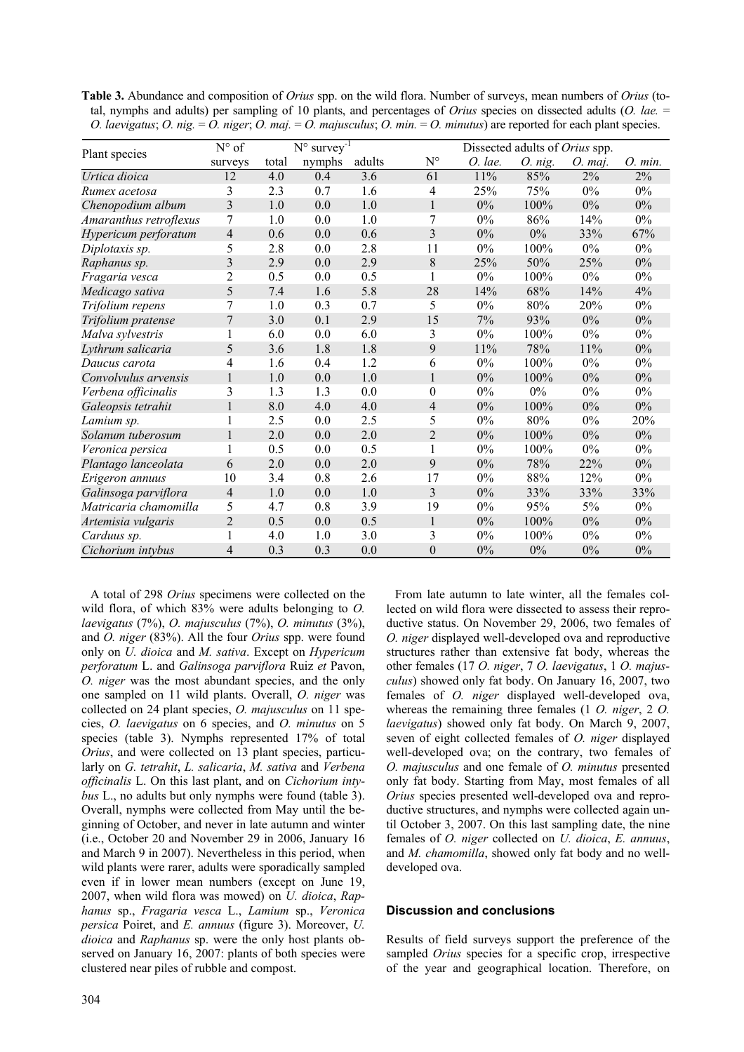**Table 3.** Abundance and composition of *Orius* spp. on the wild flora. Number of surveys, mean numbers of *Orius* (total, nymphs and adults) per sampling of 10 plants, and percentages of *Orius* species on dissected adults (*O. lae.* = *O. laevigatus*; *O. nig.* = *O. niger*; *O. maj.* = *O. majusculus*; *O. min.* = *O. minutus*) are reported for each plant species.

| Plant species | N° of surveys | N° survey$^{-1}$ | | | Dissected adults of *Orius* spp. | | | | |
|---|---|---|---|---|---|---|---|---|---|
| | | total | nymphs | adults | N° | *O. lae.* | *O. nig.* | *O. maj.* | *O. min.* |
| *Urtica dioica* | 12 | 4.0 | 0.4 | 3.6 | 61 | 11% | 85% | 2% | 2% |
| *Rumex acetosa* | 3 | 2.3 | 0.7 | 1.6 | 4 | 25% | 75% | 0% | 0% |
| *Chenopodium album* | 3 | 1.0 | 0.0 | 1.0 | 1 | 0% | 100% | 0% | 0% |
| *Amaranthus retroflexus* | 7 | 1.0 | 0.0 | 1.0 | 7 | 0% | 86% | 14% | 0% |
| *Hypericum perforatum* | 4 | 0.6 | 0.0 | 0.6 | 3 | 0% | 0% | 33% | 67% |
| *Diplotaxis sp.* | 5 | 2.8 | 0.0 | 2.8 | 11 | 0% | 100% | 0% | 0% |
| *Raphanus sp.* | 3 | 2.9 | 0.0 | 2.9 | 8 | 25% | 50% | 25% | 0% |
| *Fragaria vesca* | 2 | 0.5 | 0.0 | 0.5 | 1 | 0% | 100% | 0% | 0% |
| *Medicago sativa* | 5 | 7.4 | 1.6 | 5.8 | 28 | 14% | 68% | 14% | 4% |
| *Trifolium repens* | 7 | 1.0 | 0.3 | 0.7 | 5 | 0% | 80% | 20% | 0% |
| *Trifolium pratense* | 7 | 3.0 | 0.1 | 2.9 | 15 | 7% | 93% | 0% | 0% |
| *Malva sylvestris* | 1 | 6.0 | 0.0 | 6.0 | 3 | 0% | 100% | 0% | 0% |
| *Lythrum salicaria* | 5 | 3.6 | 1.8 | 1.8 | 9 | 11% | 78% | 11% | 0% |
| *Daucus carota* | 4 | 1.6 | 0.4 | 1.2 | 6 | 0% | 100% | 0% | 0% |
| *Convolvulus arvensis* | 1 | 1.0 | 0.0 | 1.0 | 1 | 0% | 100% | 0% | 0% |
| *Verbena officinalis* | 3 | 1.3 | 1.3 | 0.0 | 0 | 0% | 0% | 0% | 0% |
| *Galeopsis tetrahit* | 1 | 8.0 | 4.0 | 4.0 | 4 | 0% | 100% | 0% | 0% |
| *Lamium sp.* | 1 | 2.5 | 0.0 | 2.5 | 5 | 0% | 80% | 0% | 20% |
| *Solanum tuberosum* | 1 | 2.0 | 0.0 | 2.0 | 2 | 0% | 100% | 0% | 0% |
| *Veronica persica* | 1 | 0.5 | 0.0 | 0.5 | 1 | 0% | 100% | 0% | 0% |
| *Plantago lanceolata* | 6 | 2.0 | 0.0 | 2.0 | 9 | 0% | 78% | 22% | 0% |
| *Erigeron annuus* | 10 | 3.4 | 0.8 | 2.6 | 17 | 0% | 88% | 12% | 0% |
| *Galinsoga parviflora* | 4 | 1.0 | 0.0 | 1.0 | 3 | 0% | 33% | 33% | 33% |
| *Matricaria chamomilla* | 5 | 4.7 | 0.8 | 3.9 | 19 | 0% | 95% | 5% | 0% |
| *Artemisia vulgaris* | 2 | 0.5 | 0.0 | 0.5 | 1 | 0% | 100% | 0% | 0% |
| *Carduus sp.* | 1 | 4.0 | 1.0 | 3.0 | 3 | 0% | 100% | 0% | 0% |
| *Cichorium intybus* | 4 | 0.3 | 0.3 | 0.0 | 0 | 0% | 0% | 0% | 0% |

A total of 298 *Orius* specimens were collected on the wild flora, of which 83% were adults belonging to *O. laevigatus* (7%), *O. majusculus* (7%), *O. minutus* (3%), and *O. niger* (83%). All the four *Orius* spp. were found only on *U. dioica* and *M. sativa*. Except on *Hypericum perforatum* L. and *Galinsoga parviflora* Ruiz *et* Pavon, *O. niger* was the most abundant species, and the only one sampled on 11 wild plants. Overall, *O. niger* was collected on 24 plant species, *O. majusculus* on 11 species, *O. laevigatus* on 6 species, and *O. minutus* on 5 species (table 3). Nymphs represented 17% of total *Orius*, and were collected on 13 plant species, particularly on *G. tetrahit*, *L. salicaria*, *M. sativa* and *Verbena officinalis* L. On this last plant, and on *Cichorium intybus* L., no adults but only nymphs were found (table 3). Overall, nymphs were collected from May until the beginning of October, and never in late autumn and winter (i.e., October 20 and November 29 in 2006, January 16 and March 9 in 2007). Nevertheless in this period, when wild plants were rarer, adults were sporadically sampled even if in lower mean numbers (except on June 19, 2007, when wild flora was mowed) on *U. dioica*, *Raphanus* sp., *Fragaria vesca* L., *Lamium* sp., *Veronica persica* Poiret, and *E. annuus* (figure 3). Moreover, *U. dioica* and *Raphanus* sp. were the only host plants observed on January 16, 2007: plants of both species were clustered near piles of rubble and compost.

From late autumn to late winter, all the females collected on wild flora were dissected to assess their reproductive status. On November 29, 2006, two females of *O. niger* displayed well-developed ova and reproductive structures rather than extensive fat body, whereas the other females (17 *O. niger*, 7 *O. laevigatus*, 1 *O. majusculus*) showed only fat body. On January 16, 2007, two females of *O. niger* displayed well-developed ova, whereas the remaining three females (1 *O. niger*, 2 *O. laevigatus*) showed only fat body. On March 9, 2007, seven of eight collected females of *O. niger* displayed well-developed ova; on the contrary, two females of *O. majusculus* and one female of *O. minutus* presented only fat body. Starting from May, most females of all *Orius* species presented well-developed ova and reproductive structures, and nymphs were collected again until October 3, 2007. On this last sampling date, the nine females of *O. niger* collected on *U. dioica*, *E. annuus*, and *M. chamomilla*, showed only fat body and no well-developed ova.

## Discussion and conclusions

Results of field surveys support the preference of the sampled *Orius* species for a specific crop, irrespective of the year and geographical location. Therefore, on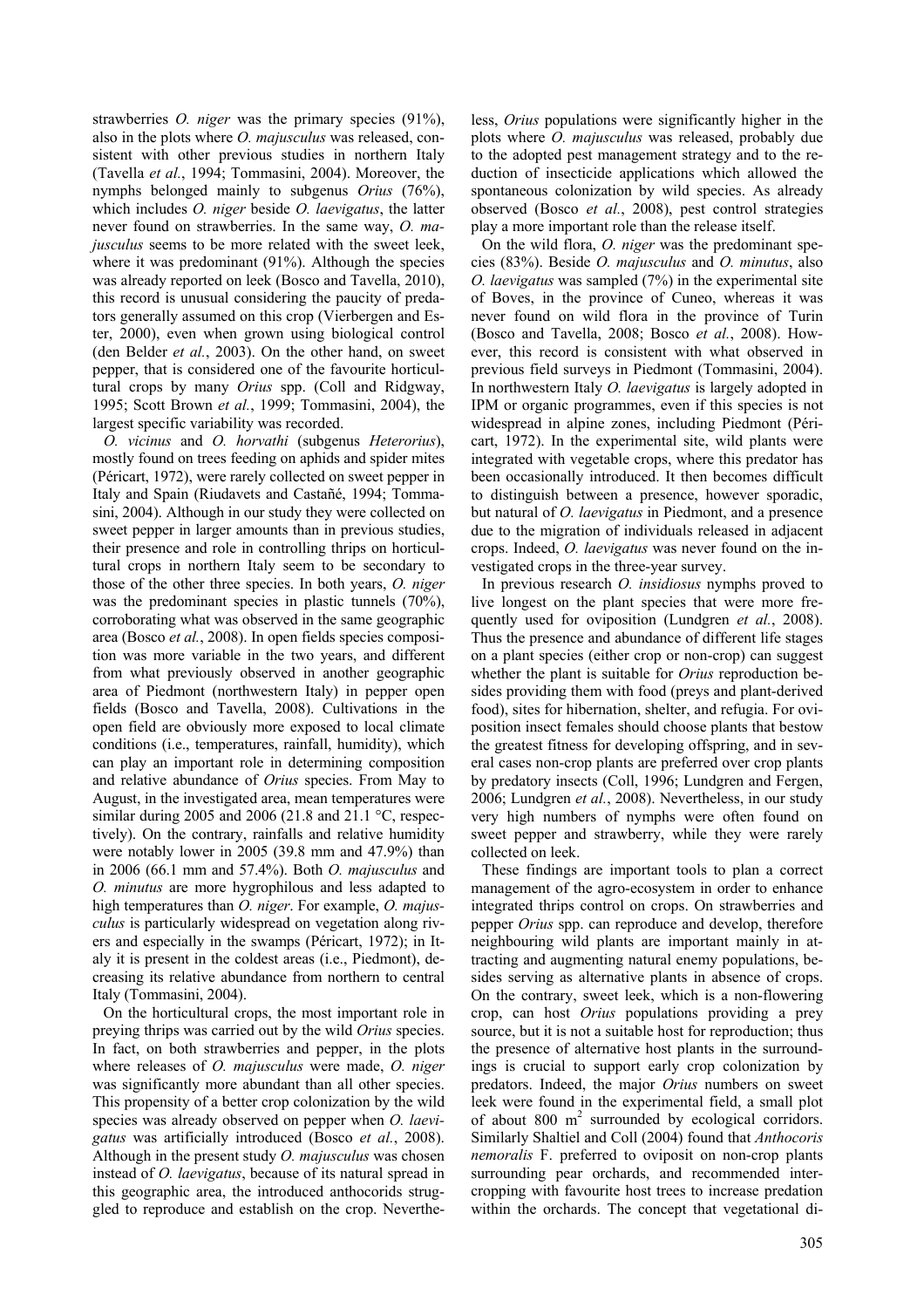strawberries *O. niger* was the primary species (91%), also in the plots where *O. majusculus* was released, consistent with other previous studies in northern Italy (Tavella *et al.*, 1994; Tommasini, 2004). Moreover, the nymphs belonged mainly to subgenus *Orius* (76%), which includes *O. niger* beside *O. laevigatus*, the latter never found on strawberries. In the same way, *O. majusculus* seems to be more related with the sweet leek, where it was predominant (91%). Although the species was already reported on leek (Bosco and Tavella, 2010), this record is unusual considering the paucity of predators generally assumed on this crop (Vierbergen and Ester, 2000), even when grown using biological control (den Belder *et al.*, 2003). On the other hand, on sweet pepper, that is considered one of the favourite horticultural crops by many *Orius* spp. (Coll and Ridgway, 1995; Scott Brown *et al.*, 1999; Tommasini, 2004), the largest specific variability was recorded.

*O. vicinus* and *O. horvathi* (subgenus *Heterorius*), mostly found on trees feeding on aphids and spider mites (Péricart, 1972), were rarely collected on sweet pepper in Italy and Spain (Riudavets and Castañé, 1994; Tommasini, 2004). Although in our study they were collected on sweet pepper in larger amounts than in previous studies, their presence and role in controlling thrips on horticultural crops in northern Italy seem to be secondary to those of the other three species. In both years, *O. niger* was the predominant species in plastic tunnels (70%), corroborating what was observed in the same geographic area (Bosco *et al.*, 2008). In open fields species composition was more variable in the two years, and different from what previously observed in another geographic area of Piedmont (northwestern Italy) in pepper open fields (Bosco and Tavella, 2008). Cultivations in the open field are obviously more exposed to local climate conditions (i.e., temperatures, rainfall, humidity), which can play an important role in determining composition and relative abundance of *Orius* species. From May to August, in the investigated area, mean temperatures were similar during 2005 and 2006 (21.8 and 21.1 °C, respectively). On the contrary, rainfalls and relative humidity were notably lower in 2005 (39.8 mm and 47.9%) than in 2006 (66.1 mm and 57.4%). Both *O. majusculus* and *O. minutus* are more hygrophilous and less adapted to high temperatures than *O. niger*. For example, *O. majusculus* is particularly widespread on vegetation along rivers and especially in the swamps (Péricart, 1972); in Italy it is present in the coldest areas (i.e., Piedmont), decreasing its relative abundance from northern to central Italy (Tommasini, 2004).

On the horticultural crops, the most important role in preying thrips was carried out by the wild *Orius* species. In fact, on both strawberries and pepper, in the plots where releases of *O. majusculus* were made, *O. niger* was significantly more abundant than all other species. This propensity of a better crop colonization by the wild species was already observed on pepper when *O. laevigatus* was artificially introduced (Bosco *et al.*, 2008). Although in the present study *O. majusculus* was chosen instead of *O. laevigatus*, because of its natural spread in this geographic area, the introduced anthocorids struggled to reproduce and establish on the crop. Nevertheless, *Orius* populations were significantly higher in the plots where *O. majusculus* was released, probably due to the adopted pest management strategy and to the reduction of insecticide applications which allowed the spontaneous colonization by wild species. As already observed (Bosco *et al.*, 2008), pest control strategies play a more important role than the release itself.

On the wild flora, *O. niger* was the predominant species (83%). Beside *O. majusculus* and *O. minutus*, also *O. laevigatus* was sampled (7%) in the experimental site of Boves, in the province of Cuneo, whereas it was never found on wild flora in the province of Turin (Bosco and Tavella, 2008; Bosco *et al.*, 2008). However, this record is consistent with what observed in previous field surveys in Piedmont (Tommasini, 2004). In northwestern Italy *O. laevigatus* is largely adopted in IPM or organic programmes, even if this species is not widespread in alpine zones, including Piedmont (Péricart, 1972). In the experimental site, wild plants were integrated with vegetable crops, where this predator has been occasionally introduced. It then becomes difficult to distinguish between a presence, however sporadic, but natural of *O. laevigatus* in Piedmont, and a presence due to the migration of individuals released in adjacent crops. Indeed, *O. laevigatus* was never found on the investigated crops in the three-year survey.

In previous research *O. insidiosus* nymphs proved to live longest on the plant species that were more frequently used for oviposition (Lundgren *et al.*, 2008). Thus the presence and abundance of different life stages on a plant species (either crop or non-crop) can suggest whether the plant is suitable for *Orius* reproduction besides providing them with food (preys and plant-derived food), sites for hibernation, shelter, and refugia. For oviposition insect females should choose plants that bestow the greatest fitness for developing offspring, and in several cases non-crop plants are preferred over crop plants by predatory insects (Coll, 1996; Lundgren and Fergen, 2006; Lundgren *et al.*, 2008). Nevertheless, in our study very high numbers of nymphs were often found on sweet pepper and strawberry, while they were rarely collected on leek.

These findings are important tools to plan a correct management of the agro-ecosystem in order to enhance integrated thrips control on crops. On strawberries and pepper *Orius* spp. can reproduce and develop, therefore neighbouring wild plants are important mainly in attracting and augmenting natural enemy populations, besides serving as alternative plants in absence of crops. On the contrary, sweet leek, which is a non-flowering crop, can host *Orius* populations providing a prey source, but it is not a suitable host for reproduction; thus the presence of alternative host plants in the surroundings is crucial to support early crop colonization by predators. Indeed, the major *Orius* numbers on sweet leek were found in the experimental field, a small plot of about 800 $m^2$ surrounded by ecological corridors. Similarly Shaltiel and Coll (2004) found that *Anthocoris nemoralis* F. preferred to oviposit on non-crop plants surrounding pear orchards, and recommended intercropping with favourite host trees to increase predation within the orchards. The concept that vegetational di-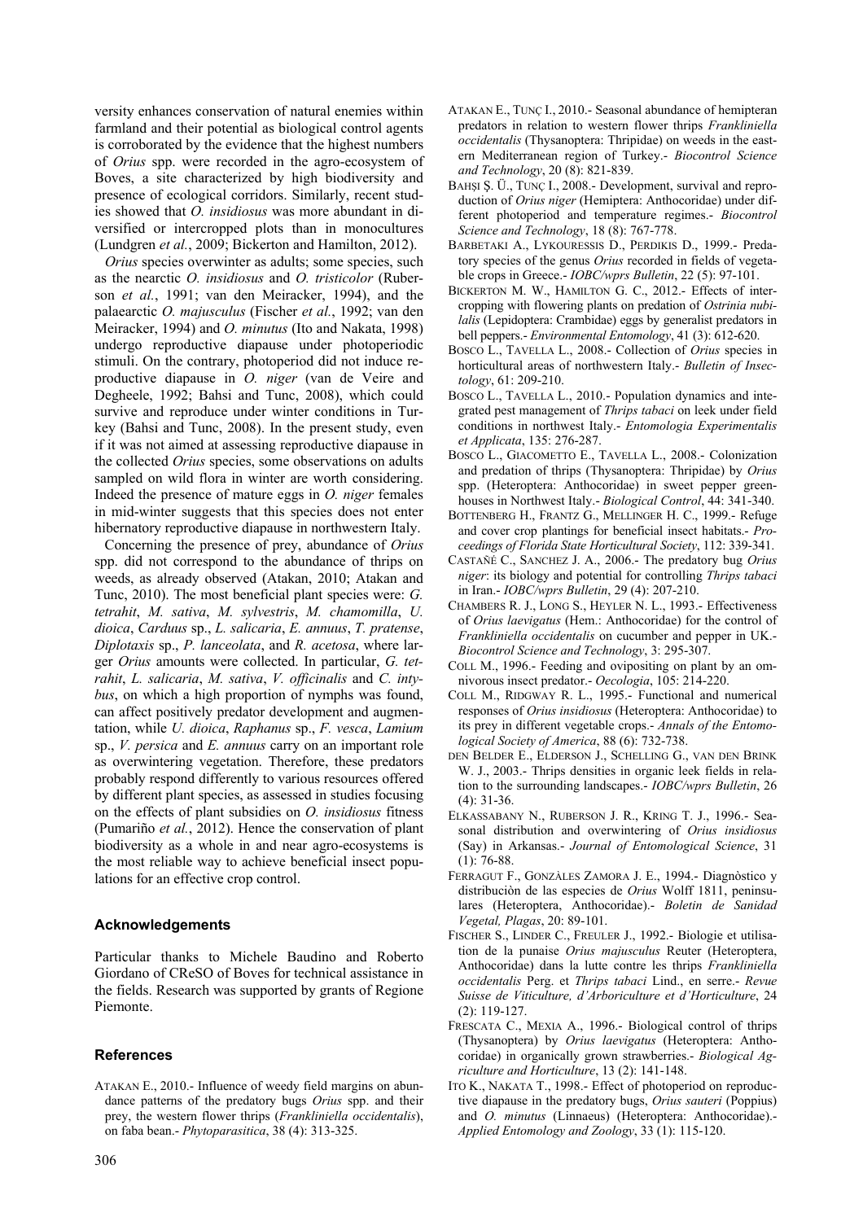versity enhances conservation of natural enemies within farmland and their potential as biological control agents is corroborated by the evidence that the highest numbers of *Orius* spp. were recorded in the agro-ecosystem of Boves, a site characterized by high biodiversity and presence of ecological corridors. Similarly, recent studies showed that *O. insidiosus* was more abundant in diversified or intercropped plots than in monocultures (Lundgren *et al.*, 2009; Bickerton and Hamilton, 2012).

*Orius* species overwinter as adults; some species, such as the nearctic *O. insidiosus* and *O. tristicolor* (Ruberson *et al.*, 1991; van den Meiracker, 1994), and the palaearctic *O. majusculus* (Fischer *et al.*, 1992; van den Meiracker, 1994) and *O. minutus* (Ito and Nakata, 1998) undergo reproductive diapause under photoperiodic stimuli. On the contrary, photoperiod did not induce reproductive diapause in *O. niger* (van de Veire and Degheele, 1992; Bahsi and Tunc, 2008), which could survive and reproduce under winter conditions in Turkey (Bahsi and Tunc, 2008). In the present study, even if it was not aimed at assessing reproductive diapause in the collected *Orius* species, some observations on adults sampled on wild flora in winter are worth considering. Indeed the presence of mature eggs in *O. niger* females in mid-winter suggests that this species does not enter hibernatory reproductive diapause in northwestern Italy.

Concerning the presence of prey, abundance of *Orius* spp. did not correspond to the abundance of thrips on weeds, as already observed (Atakan, 2010; Atakan and Tunc, 2010). The most beneficial plant species were: *G. tetrahit*, *M. sativa*, *M. sylvestris*, *M. chamomilla*, *U. dioica*, *Carduus* sp., *L. salicaria*, *E. annuus*, *T. pratense*, *Diplotaxis* sp., *P. lanceolata*, and *R. acetosa*, where larger *Orius* amounts were collected. In particular, *G. tetrahit*, *L. salicaria*, *M. sativa*, *V. officinalis* and *C. intybus*, on which a high proportion of nymphs was found, can affect positively predator development and augmentation, while *U. dioica*, *Raphanus* sp., *F. vesca*, *Lamium* sp., *V. persica* and *E. annuus* carry on an important role as overwintering vegetation. Therefore, these predators probably respond differently to various resources offered by different plant species, as assessed in studies focusing on the effects of plant subsidies on *O. insidiosus* fitness (Pumariño *et al.*, 2012). Hence the conservation of plant biodiversity as a whole in and near agro-ecosystems is the most reliable way to achieve beneficial insect populations for an effective crop control.

## Acknowledgements

Particular thanks to Michele Baudino and Roberto Giordano of CReSO of Boves for technical assistance in the fields. Research was supported by grants of Regione Piemonte.

## References

ATAKAN E., 2010.- Influence of weedy field margins on abundance patterns of the predatory bugs *Orius* spp. and their prey, the western flower thrips (*Frankliniella occidentalis*), on faba bean.- *Phytoparasitica*, 38 (4): 313-325.

ATAKAN E., TUNÇ I., 2010.- Seasonal abundance of hemipteran predators in relation to western flower thrips *Frankliniella occidentalis* (Thysanoptera: Thripidae) on weeds in the eastern Mediterranean region of Turkey.- *Biocontrol Science and Technology*, 20 (8): 821-839.

BAHŞI Ş. Ü., TUNÇ I., 2008.- Development, survival and reproduction of *Orius niger* (Hemiptera: Anthocoridae) under different photoperiod and temperature regimes.- *Biocontrol Science and Technology*, 18 (8): 767-778.

BARBETAKI A., LYKOURESSIS D., PERDIKIS D., 1999.- Predatory species of the genus *Orius* recorded in fields of vegetable crops in Greece.- *IOBC/wprs Bulletin*, 22 (5): 97-101.

BICKERTON M. W., HAMILTON G. C., 2012.- Effects of intercropping with flowering plants on predation of *Ostrinia nubilalis* (Lepidoptera: Crambidae) eggs by generalist predators in bell peppers.- *Environmental Entomology*, 41 (3): 612-620.

BOSCO L., TAVELLA L., 2008.- Collection of *Orius* species in horticultural areas of northwestern Italy.- *Bulletin of Insectology*, 61: 209-210.

BOSCO L., TAVELLA L., 2010.- Population dynamics and integrated pest management of *Thrips tabaci* on leek under field conditions in northwest Italy.- *Entomologia Experimentalis et Applicata*, 135: 276-287.

BOSCO L., GIACOMETTO E., TAVELLA L., 2008.- Colonization and predation of thrips (Thysanoptera: Thripidae) by *Orius* spp. (Heteroptera: Anthocoridae) in sweet pepper greenhouses in Northwest Italy.- *Biological Control*, 44: 341-340.

BOTTENBERG H., FRANTZ G., MELLINGER H. C., 1999.- Refuge and cover crop plantings for beneficial insect habitats.- *Proceedings of Florida State Horticultural Society*, 112: 339-341.

CASTAÑÉ C., SANCHEZ J. A., 2006.- The predatory bug *Orius niger*: its biology and potential for controlling *Thrips tabaci* in Iran.- *IOBC/wprs Bulletin*, 29 (4): 207-210.

CHAMBERS R. J., LONG S., HEYLER N. L., 1993.- Effectiveness of *Orius laevigatus* (Hem.: Anthocoridae) for the control of *Frankliniella occidentalis* on cucumber and pepper in UK.- *Biocontrol Science and Technology*, 3: 295-307.

COLL M., 1996.- Feeding and ovipositing on plant by an omnivorous insect predator.- *Oecologia*, 105: 214-220.

COLL M., RIDGWAY R. L., 1995.- Functional and numerical responses of *Orius insidiosus* (Heteroptera: Anthocoridae) to its prey in different vegetable crops.- *Annals of the Entomological Society of America*, 88 (6): 732-738.

DEN BELDER E., ELDERSON J., SCHELLING G., VAN DEN BRINK W. J., 2003.- Thrips densities in organic leek fields in relation to the surrounding landscapes.- *IOBC/wprs Bulletin*, 26 (4): 31-36.

ELKASSABANY N., RUBERSON J. R., KRING T. J., 1996.- Seasonal distribution and overwintering of *Orius insidiosus* (Say) in Arkansas.- *Journal of Entomological Science*, 31 (1): 76-88.

FERRAGUT F., GONZÀLES ZAMORA J. E., 1994.- Diagnòstico y distribuciòn de las especies de *Orius* Wolff 1811, peninsulares (Heteroptera, Anthocoridae).- *Boletin de Sanidad Vegetal, Plagas*, 20: 89-101.

FISCHER S., LINDER C., FREULER J., 1992.- Biologie et utilisation de la punaise *Orius majusculus* Reuter (Heteroptera, Anthocoridae) dans la lutte contre les thrips *Frankliniella occidentalis* Perg. et *Thrips tabaci* Lind., en serre.- *Revue Suisse de Viticulture, d'Arboriculture et d'Horticulture*, 24 (2): 119-127.

FRESCATA C., MEXIA A., 1996.- Biological control of thrips (Thysanoptera) by *Orius laevigatus* (Heteroptera: Anthocoridae) in organically grown strawberries.- *Biological Agriculture and Horticulture*, 13 (2): 141-148.

ITO K., NAKATA T., 1998.- Effect of photoperiod on reproductive diapause in the predatory bugs, *Orius sauteri* (Poppius) and *O. minutus* (Linnaeus) (Heteroptera: Anthocoridae).- *Applied Entomology and Zoology*, 33 (1): 115-120.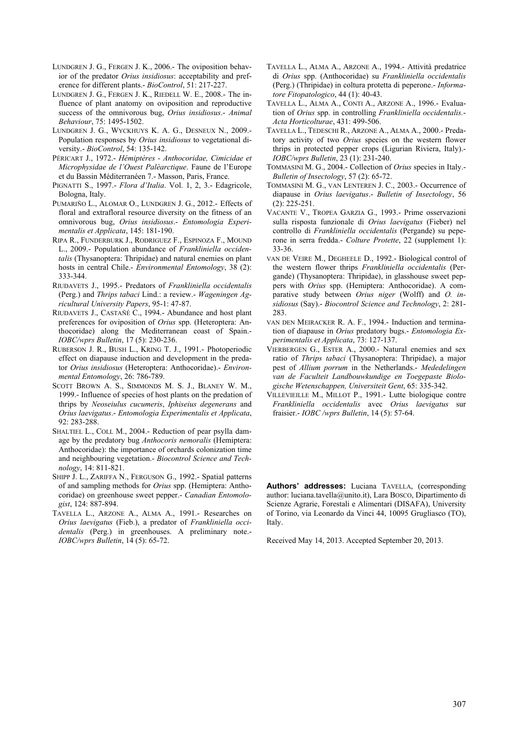LUNDGREN J. G., FERGEN J. K., 2006.- The oviposition behavior of the predator *Orius insidiosus*: acceptability and preference for different plants.- *BioControl*, 51: 217-227.

LUNDGREN J. G., FERGEN J. K., RIEDELL W. E., 2008.- The influence of plant anatomy on oviposition and reproductive success of the omnivorous bug, *Orius insidiosus*.- *Animal Behaviour*, 75: 1495-1502.

LUNDGREN J. G., WYCKHUYS K. A. G., DESNEUX N., 2009.- Population responses by *Orius insidiosus* to vegetational diversity.- *BioControl*, 54: 135-142.

PÉRICART J., 1972.- *Hémiptères - Anthocoridae, Cimicidae et Microphysidae de l'Ouest Paléarctique*. Faune de l'Europe et du Bassin Méditerranéen 7.- Masson, Paris, France.

PIGNATTI S., 1997.- *Flora d'Italia*. Vol. 1, 2, 3.- Edagricole, Bologna, Italy.

PUMARIÑO L., ALOMAR O., LUNDGREN J. G., 2012.- Effects of floral and extrafloral resource diversity on the fitness of an omnivorous bug, *Orius insidiosus*.- *Entomologia Experimentalis et Applicata*, 145: 181-190.

RIPA R., FUNDERBURK J., RODRIGUEZ F., ESPINOZA F., MOUND L., 2009.- Population abundance of *Frankliniella occidentalis* (Thysanoptera: Thripidae) and natural enemies on plant hosts in central Chile.- *Environmental Entomology*, 38 (2): 333-344.

RIUDAVETS J., 1995.- Predators of *Frankliniella occidentalis* (Perg.) and *Thrips tabaci* Lind.: a review.- *Wageningen Agricultural University Papers*, 95-1: 47-87.

RIUDAVETS J., CASTAÑÉ C., 1994.- Abundance and host plant preferences for oviposition of *Orius* spp. (Heteroptera: Anthocoridae) along the Mediterranean coast of Spain.- *IOBC/wprs Bulletin*, 17 (5): 230-236.

RUBERSON J. R., BUSH L., KRING T. J., 1991.- Photoperiodic effect on diapause induction and development in the predator *Orius insidiosus* (Heteroptera: Anthocoridae).- *Environmental Entomology*, 26: 786-789.

SCOTT BROWN A. S., SIMMONDS M. S. J., BLANEY W. M., 1999.- Influence of species of host plants on the predation of thrips by *Neoseiulus cucumeris*, *Iphiseius degenerans* and *Orius laevigatus*.- *Entomologia Experimentalis et Applicata*, 92: 283-288.

SHALTIEL L., COLL M., 2004.- Reduction of pear psylla damage by the predatory bug *Anthocoris nemoralis* (Hemiptera: Anthocoridae): the importance of orchards colonization time and neighbouring vegetation.- *Biocontrol Science and Technology*, 14: 811-821.

SHIPP J. L., ZARIFFA N., FERGUSON G., 1992.- Spatial patterns of and sampling methods for *Orius* spp. (Hemiptera: Anthocoridae) on greenhouse sweet pepper.- *Canadian Entomologist*, 124: 887-894.

TAVELLA L., ARZONE A., ALMA A., 1991.- Researches on *Orius laevigatus* (Fieb.), a predator of *Frankliniella occidentalis* (Perg.) in greenhouses. A preliminary note.- *IOBC/wprs Bulletin*, 14 (5): 65-72.

TAVELLA L., ALMA A., ARZONE A., 1994.- Attività predatrice di *Orius* spp. (Anthocoridae) su *Frankliniella occidentalis* (Perg.) (Thripidae) in coltura protetta di peperone.- *Informatore Fitopatologico*, 44 (1): 40-43.

TAVELLA L., ALMA A., CONTI A., ARZONE A., 1996.- Evaluation of *Orius* spp. in controlling *Frankliniella occidentalis*.- *Acta Horticolturae*, 431: 499-506.

TAVELLA L., TEDESCHI R., ARZONE A., ALMA A., 2000.- Predatory activity of two *Orius* species on the western flower thrips in protected pepper crops (Ligurian Riviera, Italy).- *IOBC/wprs Bulletin*, 23 (1): 231-240.

TOMMASINI M. G., 2004.- Collection of *Orius* species in Italy.- *Bulletin of Insectology*, 57 (2): 65-72.

TOMMASINI M. G., VAN LENTEREN J. C., 2003.- Occurrence of diapause in *Orius laevigatus*.- *Bulletin of Insectology*, 56 (2): 225-251.

VACANTE V., TROPEA GARZIA G., 1993.- Prime osservazioni sulla risposta funzionale di *Orius laevigatus* (Fieber) nel controllo di *Frankliniella occidentalis* (Pergande) su peperone in serra fredda.- *Colture Protette*, 22 (supplement 1): 33-36.

VAN DE VEIRE M., DEGHEELE D., 1992.- Biological control of the western flower thrips *Frankliniella occidentalis* (Pergande) (Thysanoptera: Thripidae), in glasshouse sweet peppers with *Orius* spp. (Hemiptera: Anthocoridae). A comparative study between *Orius niger* (Wolff) and *O. insidiosus* (Say).- *Biocontrol Science and Technology*, 2: 281-283.

VAN DEN MEIRACKER R. A. F., 1994.- Induction and termination of diapause in *Orius* predatory bugs.- *Entomologia Experimentalis et Applicata*, 73: 127-137.

VIERBERGEN G., ESTER A., 2000.- Natural enemies and sex ratio of *Thrips tabaci* (Thysanoptera: Thripidae), a major pest of *Allium porrum* in the Netherlands.- *Mededelingen van de Faculteit Landbouwkundige en Toegepaste Biologische Wetenschappen, Universiteit Gent*, 65: 335-342.

VILLEVIEILLE M., MILLOT P., 1991.- Lutte biologique contre *Frankliniella occidentalis* avec *Orius laevigatus* sur fraisier.- *IOBC /wprs Bulletin*, 14 (5): 57-64.

**Authors' addresses:** Luciana TAVELLA, (corresponding author: luciana.tavella@unito.it), Lara BOSCO, Dipartimento di Scienze Agrarie, Forestali e Alimentari (DISAFA), University of Torino, via Leonardo da Vinci 44, 10095 Grugliasco (TO), Italy.

Received May 14, 2013. Accepted September 20, 2013.